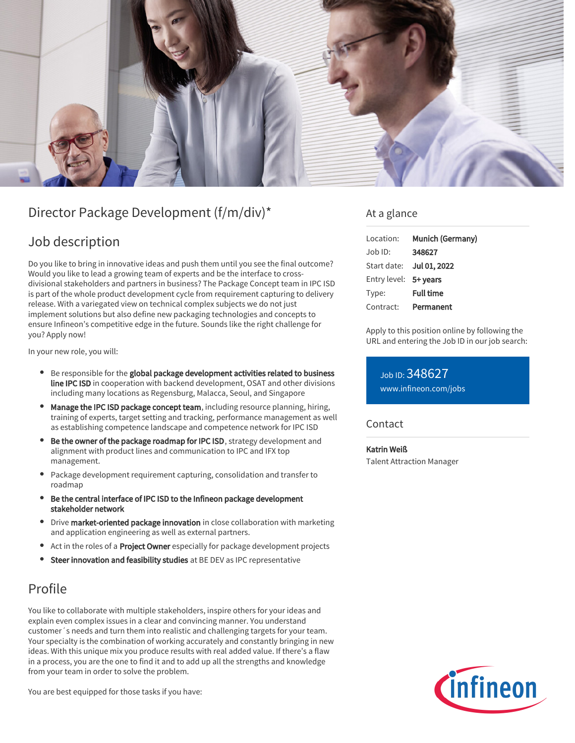# Director Package Development (f/m/div)*

## Job description

Do you like to bring in innovative ideas and push them until you see the final outcome? Would you like to lead a growing team of experts and be the interface to cross-divisional stakeholders and partners in business? The Package Concept team in IPC ISD is part of the whole product development cycle from requirement capturing to delivery release. With a variegated view on technical complex subjects we do not just implement solutions but also define new packaging technologies and concepts to ensure Infineon's competitive edge in the future. Sounds like the right challenge for you? Apply now!

In your new role, you will:

- Be responsible for the **global package development activities related to business line IPC ISD** in cooperation with backend development, OSAT and other divisions including many locations as Regensburg, Malacca, Seoul, and Singapore
- **Manage the IPC ISD package concept team**, including resource planning, hiring, training of experts, target setting and tracking, performance management as well as establishing competence landscape and competence network for IPC ISD
- **Be the owner of the package roadmap for IPC ISD**, strategy development and alignment with product lines and communication to IPC and IFX top management.
- Package development requirement capturing, consolidation and transfer to roadmap
- **Be the central interface of IPC ISD to the Infineon package development stakeholder network**
- Drive **market-oriented package innovation** in close collaboration with marketing and application engineering as well as external partners.
- Act in the roles of a **Project Owner** especially for package development projects
- **Steer innovation and feasibility studies** at BE DEV as IPC representative

## Profile

You like to collaborate with multiple stakeholders, inspire others for your ideas and explain even complex issues in a clear and convincing manner. You understand customer´s needs and turn them into realistic and challenging targets for your team. Your specialty is the combination of working accurately and constantly bringing in new ideas. With this unique mix you produce results with real added value. If there's a flaw in a process, you are the one to find it and to add up all the strengths and knowledge from your team in order to solve the problem.

You are best equipped for those tasks if you have:

## At a glance

| | |
|---|---|
| Location: | **Munich (Germany)** |
| Job ID: | **348627** |
| Start date: | **Jul 01, 2022** |
| Entry level: | **5+ years** |
| Type: | **Full time** |
| Contract: | **Permanent** |

Apply to this position online by following the URL and entering the Job ID in our job search:

Job ID: 348627
www.infineon.com/jobs

## Contact

**Katrin Weiß**
Talent Attraction Manager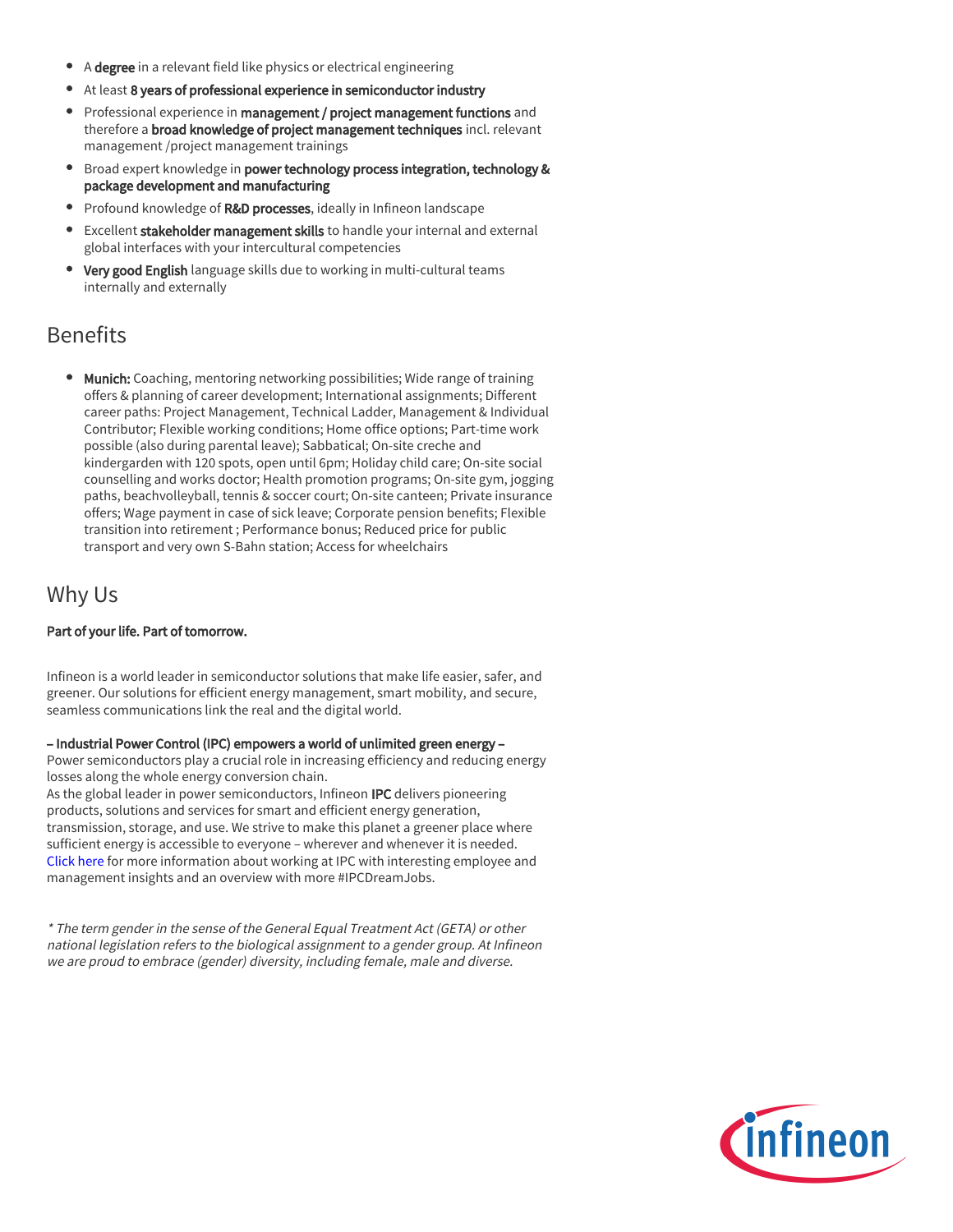- A **degree** in a relevant field like physics or electrical engineering
- At least **8 years of professional experience in semiconductor industry**
- Professional experience in **management / project management functions** and therefore a **broad knowledge of project management techniques** incl. relevant management /project management trainings
- Broad expert knowledge in **power technology process integration, technology & package development and manufacturing**
- Profound knowledge of **R&D processes**, ideally in Infineon landscape
- Excellent **stakeholder management skills** to handle your internal and external global interfaces with your intercultural competencies
- **Very good English** language skills due to working in multi-cultural teams internally and externally

## Benefits

- **Munich:** Coaching, mentoring networking possibilities; Wide range of training offers & planning of career development; International assignments; Different career paths: Project Management, Technical Ladder, Management & Individual Contributor; Flexible working conditions; Home office options; Part-time work possible (also during parental leave); Sabbatical; On-site creche and kindergarden with 120 spots, open until 6pm; Holiday child care; On-site social counselling and works doctor; Health promotion programs; On-site gym, jogging paths, beachvolleyball, tennis & soccer court; On-site canteen; Private insurance offers; Wage payment in case of sick leave; Corporate pension benefits; Flexible transition into retirement ; Performance bonus; Reduced price for public transport and very own S-Bahn station; Access for wheelchairs

## Why Us

**Part of your life. Part of tomorrow.**

Infineon is a world leader in semiconductor solutions that make life easier, safer, and greener. Our solutions for efficient energy management, smart mobility, and secure, seamless communications link the real and the digital world.

**– Industrial Power Control (IPC) empowers a world of unlimited green energy –**
Power semiconductors play a crucial role in increasing efficiency and reducing energy losses along the whole energy conversion chain.
As the global leader in power semiconductors, Infineon **IPC** delivers pioneering products, solutions and services for smart and efficient energy generation, transmission, storage, and use. We strive to make this planet a greener place where sufficient energy is accessible to everyone – wherever and whenever it is needed.
Click here for more information about working at IPC with interesting employee and management insights and an overview with more #IPCDreamJobs.

*\* The term gender in the sense of the General Equal Treatment Act (GETA) or other national legislation refers to the biological assignment to a gender group. At Infineon we are proud to embrace (gender) diversity, including female, male and diverse.*